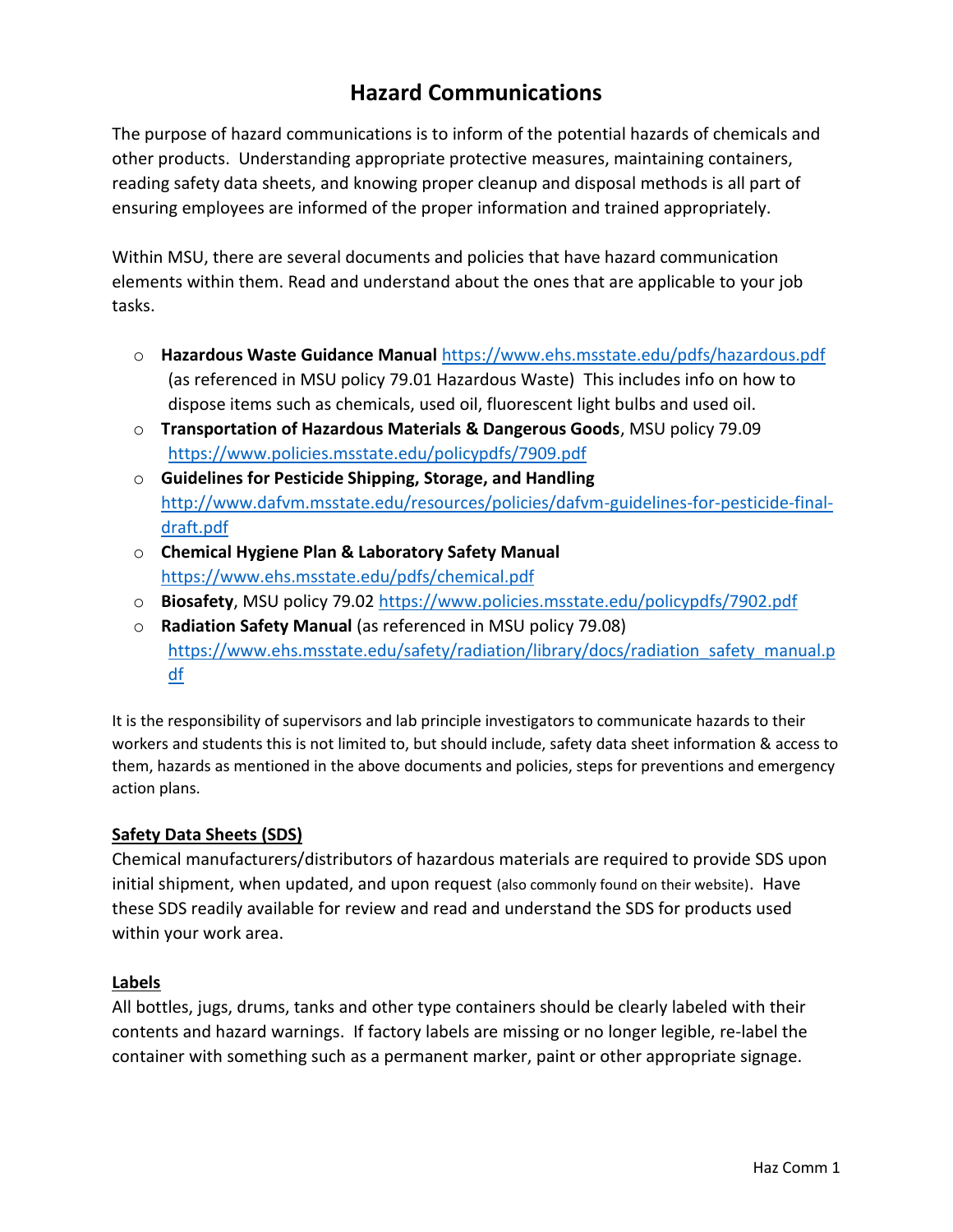# Hazard Communications

The purpose of hazard communications is to inform of the potential hazards of chemicals and other products. Understanding appropriate protective measures, maintaining containers, reading safety data sheets, and knowing proper cleanup and disposal methods is all part of ensuring employees are informed of the proper information and trained appropriately.

Within MSU, there are several documents and policies that have hazard communication elements within them. Read and understand about the ones that are applicable to your job tasks.

- **Hazardous Waste Guidance Manual** https://www.ehs.msstate.edu/pdfs/hazardous.pdf (as referenced in MSU policy 79.01 Hazardous Waste) This includes info on how to dispose items such as chemicals, used oil, fluorescent light bulbs and used oil.
- **Transportation of Hazardous Materials & Dangerous Goods**, MSU policy 79.09 https://www.policies.msstate.edu/policypdfs/7909.pdf
- **Guidelines for Pesticide Shipping, Storage, and Handling** http://www.dafvm.msstate.edu/resources/policies/dafvm-guidelines-for-pesticide-final-draft.pdf
- **Chemical Hygiene Plan & Laboratory Safety Manual** https://www.ehs.msstate.edu/pdfs/chemical.pdf
- **Biosafety**, MSU policy 79.02 https://www.policies.msstate.edu/policypdfs/7902.pdf
- **Radiation Safety Manual** (as referenced in MSU policy 79.08) https://www.ehs.msstate.edu/safety/radiation/library/docs/radiation_safety_manual.pdf

It is the responsibility of supervisors and lab principle investigators to communicate hazards to their workers and students this is not limited to, but should include, safety data sheet information & access to them, hazards as mentioned in the above documents and policies, steps for preventions and emergency action plans.

## Safety Data Sheets (SDS)

Chemical manufacturers/distributors of hazardous materials are required to provide SDS upon initial shipment, when updated, and upon request (also commonly found on their website). Have these SDS readily available for review and read and understand the SDS for products used within your work area.

## Labels

All bottles, jugs, drums, tanks and other type containers should be clearly labeled with their contents and hazard warnings. If factory labels are missing or no longer legible, re-label the container with something such as a permanent marker, paint or other appropriate signage.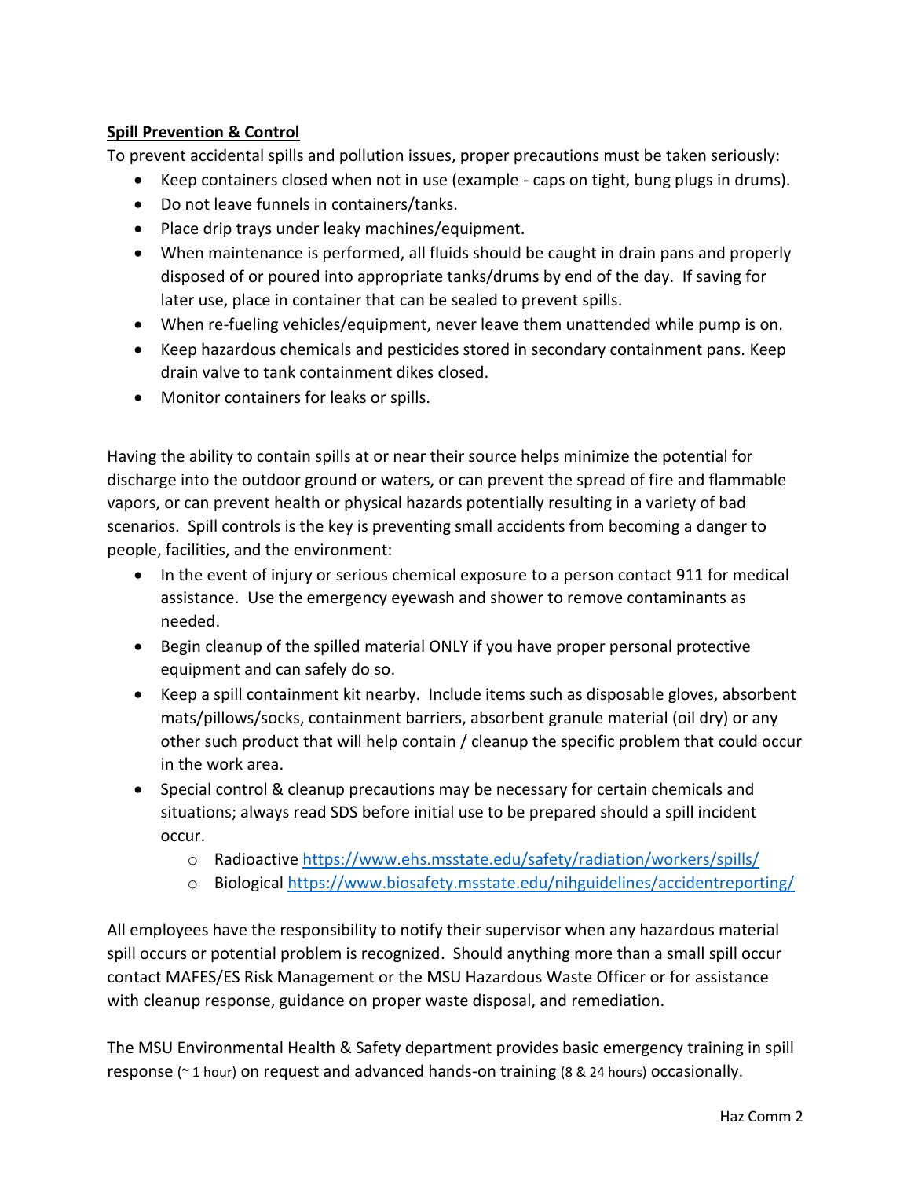**Spill Prevention & Control**

To prevent accidental spills and pollution issues, proper precautions must be taken seriously:

- Keep containers closed when not in use (example - caps on tight, bung plugs in drums).
- Do not leave funnels in containers/tanks.
- Place drip trays under leaky machines/equipment.
- When maintenance is performed, all fluids should be caught in drain pans and properly disposed of or poured into appropriate tanks/drums by end of the day. If saving for later use, place in container that can be sealed to prevent spills.
- When re-fueling vehicles/equipment, never leave them unattended while pump is on.
- Keep hazardous chemicals and pesticides stored in secondary containment pans. Keep drain valve to tank containment dikes closed.
- Monitor containers for leaks or spills.

Having the ability to contain spills at or near their source helps minimize the potential for discharge into the outdoor ground or waters, or can prevent the spread of fire and flammable vapors, or can prevent health or physical hazards potentially resulting in a variety of bad scenarios. Spill controls is the key is preventing small accidents from becoming a danger to people, facilities, and the environment:

- In the event of injury or serious chemical exposure to a person contact 911 for medical assistance. Use the emergency eyewash and shower to remove contaminants as needed.
- Begin cleanup of the spilled material ONLY if you have proper personal protective equipment and can safely do so.
- Keep a spill containment kit nearby. Include items such as disposable gloves, absorbent mats/pillows/socks, containment barriers, absorbent granule material (oil dry) or any other such product that will help contain / cleanup the specific problem that could occur in the work area.
- Special control & cleanup precautions may be necessary for certain chemicals and situations; always read SDS before initial use to be prepared should a spill incident occur.
  - Radioactive https://www.ehs.msstate.edu/safety/radiation/workers/spills/
  - Biological https://www.biosafety.msstate.edu/nihguidelines/accidentreporting/

All employees have the responsibility to notify their supervisor when any hazardous material spill occurs or potential problem is recognized. Should anything more than a small spill occur contact MAFES/ES Risk Management or the MSU Hazardous Waste Officer or for assistance with cleanup response, guidance on proper waste disposal, and remediation.

The MSU Environmental Health & Safety department provides basic emergency training in spill response (~ 1 hour) on request and advanced hands-on training (8 & 24 hours) occasionally.